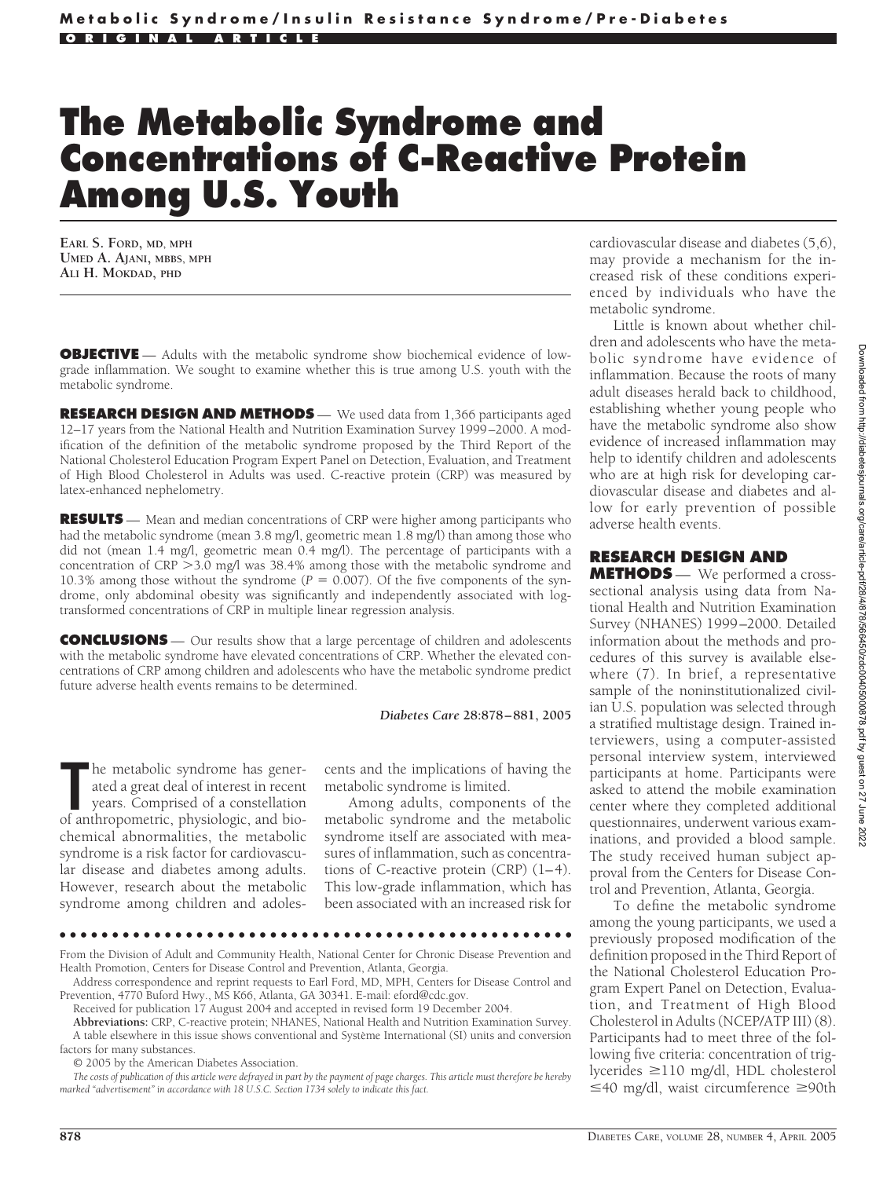# The Metabolic Syndrome and Concentrations of C-Reactive Protein Among U.S. Youth

**EARL S. FORD, MD, MPH**
**UMED A. AJANI, MBBS, MPH**
**ALI H. MOKDAD, PHD**

**OBJECTIVE** — Adults with the metabolic syndrome show biochemical evidence of low-grade inflammation. We sought to examine whether this is true among U.S. youth with the metabolic syndrome.

**RESEARCH DESIGN AND METHODS** — We used data from 1,366 participants aged 12–17 years from the National Health and Nutrition Examination Survey 1999–2000. A modification of the definition of the metabolic syndrome proposed by the Third Report of the National Cholesterol Education Program Expert Panel on Detection, Evaluation, and Treatment of High Blood Cholesterol in Adults was used. C-reactive protein (CRP) was measured by latex-enhanced nephelometry.

**RESULTS** — Mean and median concentrations of CRP were higher among participants who had the metabolic syndrome (mean 3.8 mg/l, geometric mean 1.8 mg/l) than among those who did not (mean 1.4 mg/l, geometric mean 0.4 mg/l). The percentage of participants with a concentration of CRP >3.0 mg/l was 38.4% among those with the metabolic syndrome and 10.3% among those without the syndrome ($P = 0.007$). Of the five components of the syndrome, only abdominal obesity was significantly and independently associated with log-transformed concentrations of CRP in multiple linear regression analysis.

**CONCLUSIONS** — Our results show that a large percentage of children and adolescents with the metabolic syndrome have elevated concentrations of CRP. Whether the elevated concentrations of CRP among children and adolescents who have the metabolic syndrome predict future adverse health events remains to be determined.

*Diabetes Care* **28:878–881, 2005**

The metabolic syndrome has generated a great deal of interest in recent years. Comprised of a constellation of anthropometric, physiologic, and biochemical abnormalities, the metabolic syndrome is a risk factor for cardiovascular disease and diabetes among adults. However, research about the metabolic syndrome among children and adolescents and the implications of having the metabolic syndrome is limited.

Among adults, components of the metabolic syndrome and the metabolic syndrome itself are associated with measures of inflammation, such as concentrations of C-reactive protein (CRP) (1–4). This low-grade inflammation, which has been associated with an increased risk for cardiovascular disease and diabetes (5,6), may provide a mechanism for the increased risk of these conditions experienced by individuals who have the metabolic syndrome.

Little is known about whether children and adolescents who have the metabolic syndrome have evidence of inflammation. Because the roots of many adult diseases herald back to childhood, establishing whether young people who have the metabolic syndrome also show evidence of increased inflammation may help to identify children and adolescents who are at high risk for developing cardiovascular disease and diabetes and allow for early prevention of possible adverse health events.

## RESEARCH DESIGN AND METHODS

We performed a cross-sectional analysis using data from National Health and Nutrition Examination Survey (NHANES) 1999–2000. Detailed information about the methods and procedures of this survey is available elsewhere (7). In brief, a representative sample of the noninstitutionalized civilian U.S. population was selected through a stratified multistage design. Trained interviewers, using a computer-assisted personal interview system, interviewed participants at home. Participants were asked to attend the mobile examination center where they completed additional questionnaires, underwent various examinations, and provided a blood sample. The study received human subject approval from the Centers for Disease Control and Prevention, Atlanta, Georgia.

To define the metabolic syndrome among the young participants, we used a previously proposed modification of the definition proposed in the Third Report of the National Cholesterol Education Program Expert Panel on Detection, Evaluation, and Treatment of High Blood Cholesterol in Adults (NCEP/ATP III) (8). Participants had to meet three of the following five criteria: concentration of triglycerides ≥110 mg/dl, HDL cholesterol ≤40 mg/dl, waist circumference ≥90th

---

From the Division of Adult and Community Health, National Center for Chronic Disease Prevention and Health Promotion, Centers for Disease Control and Prevention, Atlanta, Georgia.

Address correspondence and reprint requests to Earl Ford, MD, MPH, Centers for Disease Control and Prevention, 4770 Buford Hwy., MS K66, Atlanta, GA 30341. E-mail: eford@cdc.gov.

Received for publication 17 August 2004 and accepted in revised form 19 December 2004.

**Abbreviations:** CRP, C-reactive protein; NHANES, National Health and Nutrition Examination Survey.

A table elsewhere in this issue shows conventional and Système International (SI) units and conversion factors for many substances.

© 2005 by the American Diabetes Association.

*The costs of publication of this article were defrayed in part by the payment of page charges. This article must therefore be hereby marked "advertisement" in accordance with 18 U.S.C. Section 1734 solely to indicate this fact.*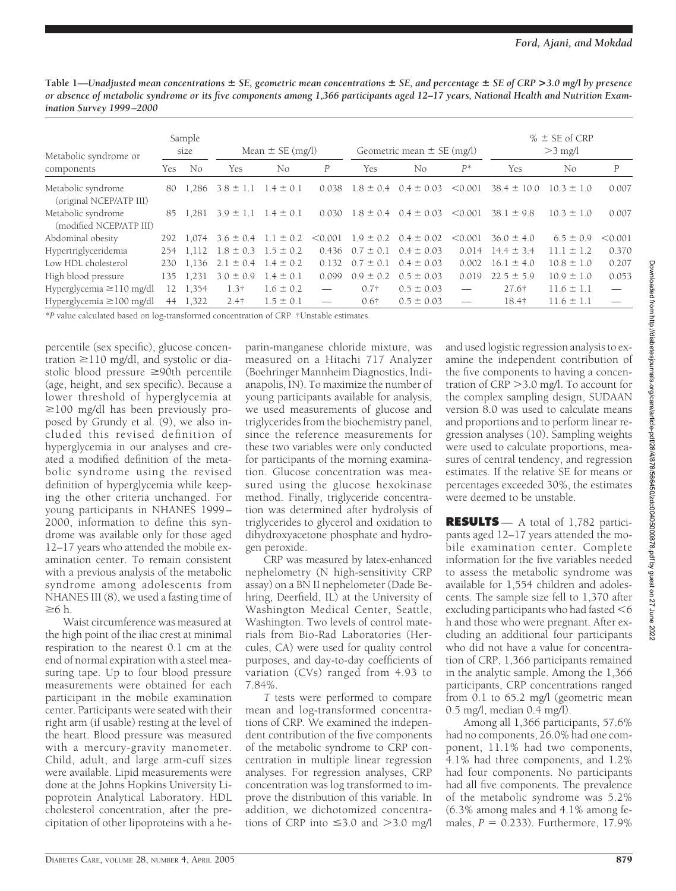**Table 1—Unadjusted mean concentrations ± SE, geometric mean concentrations ± SE, and percentage ± SE of CRP >3.0 mg/l by presence or absence of metabolic syndrome or its five components among 1,366 participants aged 12–17 years, National Health and Nutrition Examination Survey 1999–2000**

| Metabolic syndrome or components | Sample size | | Mean ± SE (mg/l) | | | Geometric mean ± SE (mg/l) | | | % ± SE of CRP >3 mg/l | | |
|---|---|---|---|---|---|---|---|---|---|---|---|
| | Yes | No | Yes | No | *P* | Yes | No | *P*\* | Yes | No | *P* |
| Metabolic syndrome (original NCEP/ATP III) | 80 | 1,286 | 3.8 ± 1.1 | 1.4 ± 0.1 | 0.038 | 1.8 ± 0.4 | 0.4 ± 0.03 | <0.001 | 38.4 ± 10.0 | 10.3 ± 1.0 | 0.007 |
| Metabolic syndrome (modified NCEP/ATP III) | 85 | 1,281 | 3.9 ± 1.1 | 1.4 ± 0.1 | 0.030 | 1.8 ± 0.4 | 0.4 ± 0.03 | <0.001 | 38.1 ± 9.8 | 10.3 ± 1.0 | 0.007 |
| Abdominal obesity | 292 | 1,074 | 3.6 ± 0.4 | 1.1 ± 0.2 | <0.001 | 1.9 ± 0.2 | 0.4 ± 0.02 | <0.001 | 36.0 ± 4.0 | 6.5 ± 0.9 | <0.001 |
| Hypertriglyceridemia | 254 | 1,112 | 1.8 ± 0.3 | 1.5 ± 0.2 | 0.436 | 0.7 ± 0.1 | 0.4 ± 0.03 | 0.014 | 14.4 ± 3.4 | 11.1 ± 1.2 | 0.370 |
| Low HDL cholesterol | 230 | 1,136 | 2.1 ± 0.4 | 1.4 ± 0.2 | 0.132 | 0.7 ± 0.1 | 0.4 ± 0.03 | 0.002 | 16.1 ± 4.0 | 10.8 ± 1.0 | 0.207 |
| High blood pressure | 135 | 1,231 | 3.0 ± 0.9 | 1.4 ± 0.1 | 0.099 | 0.9 ± 0.2 | 0.5 ± 0.03 | 0.019 | 22.5 ± 5.9 | 10.9 ± 1.0 | 0.053 |
| Hyperglycemia ≥110 mg/dl | 12 | 1,354 | 1.3† | 1.6 ± 0.2 | — | 0.7† | 0.5 ± 0.03 | — | 27.6† | 11.6 ± 1.1 | — |
| Hyperglycemia ≥100 mg/dl | 44 | 1,322 | 2.4† | 1.5 ± 0.1 | — | 0.6† | 0.5 ± 0.03 | — | 18.4† | 11.6 ± 1.1 | — |

\**P* value calculated based on log-transformed concentration of CRP. †Unstable estimates.

percentile (sex specific), glucose concentration ≥110 mg/dl, and systolic or diastolic blood pressure ≥90th percentile (age, height, and sex specific). Because a lower threshold of hyperglycemia at ≥100 mg/dl has been previously proposed by Grundy et al. (9), we also included this revised definition of hyperglycemia in our analyses and created a modified definition of the metabolic syndrome using the revised definition of hyperglycemia while keeping the other criteria unchanged. For young participants in NHANES 1999–2000, information to define this syndrome was available only for those aged 12–17 years who attended the mobile examination center. To remain consistent with a previous analysis of the metabolic syndrome among adolescents from NHANES III (8), we used a fasting time of ≥6 h.

Waist circumference was measured at the high point of the iliac crest at minimal respiration to the nearest 0.1 cm at the end of normal expiration with a steel measuring tape. Up to four blood pressure measurements were obtained for each participant in the mobile examination center. Participants were seated with their right arm (if usable) resting at the level of the heart. Blood pressure was measured with a mercury-gravity manometer. Child, adult, and large arm-cuff sizes were available. Lipid measurements were done at the Johns Hopkins University Lipoprotein Analytical Laboratory. HDL cholesterol concentration, after the precipitation of other lipoproteins with a heparin-manganese chloride mixture, was measured on a Hitachi 717 Analyzer (Boehringer Mannheim Diagnostics, Indianapolis, IN). To maximize the number of young participants available for analysis, we used measurements of glucose and triglycerides from the biochemistry panel, since the reference measurements for these two variables were only conducted for participants of the morning examination. Glucose concentration was measured using the glucose hexokinase method. Finally, triglyceride concentration was determined after hydrolysis of triglycerides to glycerol and oxidation to dihydroxyacetone phosphate and hydrogen peroxide.

CRP was measured by latex-enhanced nephelometry (N high-sensitivity CRP assay) on a BN II nephelometer (Dade Behring, Deerfield, IL) at the University of Washington Medical Center, Seattle, Washington. Two levels of control materials from Bio-Rad Laboratories (Hercules, CA) were used for quality control purposes, and day-to-day coefficients of variation (CVs) ranged from 4.93 to 7.84%.

*T* tests were performed to compare mean and log-transformed concentrations of CRP. We examined the independent contribution of the five components of the metabolic syndrome to CRP concentration in multiple linear regression analyses. For regression analyses, CRP concentration was log transformed to improve the distribution of this variable. In addition, we dichotomized concentrations of CRP into ≤3.0 and >3.0 mg/l and used logistic regression analysis to examine the independent contribution of the five components to having a concentration of CRP >3.0 mg/l. To account for the complex sampling design, SUDAAN version 8.0 was used to calculate means and proportions and to perform linear regression analyses (10). Sampling weights were used to calculate proportions, measures of central tendency, and regression estimates. If the relative SE for means or percentages exceeded 30%, the estimates were deemed to be unstable.

## RESULTS

A total of 1,782 participants aged 12–17 years attended the mobile examination center. Complete information for the five variables needed to assess the metabolic syndrome was available for 1,554 children and adolescents. The sample size fell to 1,370 after excluding participants who had fasted <6 h and those who were pregnant. After excluding an additional four participants who did not have a value for concentration of CRP, 1,366 participants remained in the analytic sample. Among the 1,366 participants, CRP concentrations ranged from 0.1 to 65.2 mg/l (geometric mean 0.5 mg/l, median 0.4 mg/l).

Among all 1,366 participants, 57.6% had no components, 26.0% had one component, 11.1% had two components, 4.1% had three components, and 1.2% had four components. No participants had all five components. The prevalence of the metabolic syndrome was 5.2% (6.3% among males and 4.1% among females, $P = 0.233$). Furthermore, 17.9%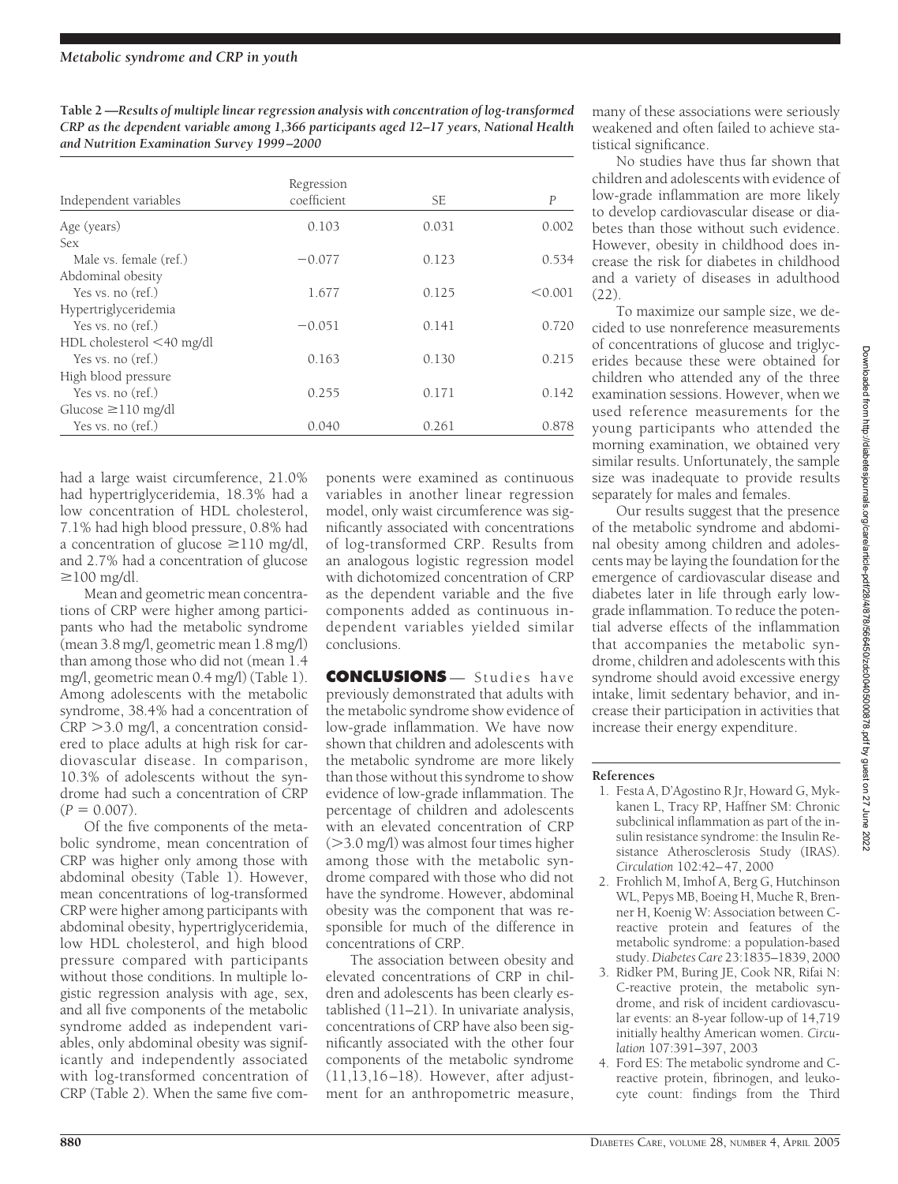**Table 2—Results of multiple linear regression analysis with concentration of log-transformed CRP as the dependent variable among 1,366 participants aged 12–17 years, National Health and Nutrition Examination Survey 1999–2000**

| Independent variables | Regression coefficient | SE | P |
|---|---|---|---|
| Age (years) | 0.103 | 0.031 | 0.002 |
| Sex | | | |
| Male vs. female (ref.) | −0.077 | 0.123 | 0.534 |
| Abdominal obesity | | | |
| Yes vs. no (ref.) | 1.677 | 0.125 | <0.001 |
| Hypertriglyceridemia | | | |
| Yes vs. no (ref.) | −0.051 | 0.141 | 0.720 |
| HDL cholesterol <40 mg/dl | | | |
| Yes vs. no (ref.) | 0.163 | 0.130 | 0.215 |
| High blood pressure | | | |
| Yes vs. no (ref.) | 0.255 | 0.171 | 0.142 |
| Glucose ≥110 mg/dl | | | |
| Yes vs. no (ref.) | 0.040 | 0.261 | 0.878 |

had a large waist circumference, 21.0% had hypertriglyceridemia, 18.3% had a low concentration of HDL cholesterol, 7.1% had high blood pressure, 0.8% had a concentration of glucose ≥110 mg/dl, and 2.7% had a concentration of glucose ≥100 mg/dl.

Mean and geometric mean concentrations of CRP were higher among participants who had the metabolic syndrome (mean 3.8 mg/l, geometric mean 1.8 mg/l) than among those who did not (mean 1.4 mg/l, geometric mean 0.4 mg/l) (Table 1). Among adolescents with the metabolic syndrome, 38.4% had a concentration of CRP >3.0 mg/l, a concentration considered to place adults at high risk for cardiovascular disease. In comparison, 10.3% of adolescents without the syndrome had such a concentration of CRP ($P = 0.007$).

Of the five components of the metabolic syndrome, mean concentration of CRP was higher only among those with abdominal obesity (Table 1). However, mean concentrations of log-transformed CRP were higher among participants with abdominal obesity, hypertriglyceridemia, low HDL cholesterol, and high blood pressure compared with participants without those conditions. In multiple logistic regression analysis with age, sex, and all five components of the metabolic syndrome added as independent variables, only abdominal obesity was significantly and independently associated with log-transformed concentration of CRP (Table 2). When the same five components were examined as continuous variables in another linear regression model, only waist circumference was significantly associated with concentrations of log-transformed CRP. Results from an analogous logistic regression model with dichotomized concentration of CRP as the dependent variable and the five components added as continuous independent variables yielded similar conclusions.

## CONCLUSIONS

Studies have previously demonstrated that adults with the metabolic syndrome show evidence of low-grade inflammation. We have now shown that children and adolescents with the metabolic syndrome are more likely than those without this syndrome to show evidence of low-grade inflammation. The percentage of children and adolescents with an elevated concentration of CRP (>3.0 mg/l) was almost four times higher among those with the metabolic syndrome compared with those who did not have the syndrome. However, abdominal obesity was the component that was responsible for much of the difference in concentrations of CRP.

The association between obesity and elevated concentrations of CRP in children and adolescents has been clearly established (11–21). In univariate analysis, concentrations of CRP have also been significantly associated with the other four components of the metabolic syndrome (11,13,16–18). However, after adjustment for an anthropometric measure, many of these associations were seriously weakened and often failed to achieve statistical significance.

No studies have thus far shown that children and adolescents with evidence of low-grade inflammation are more likely to develop cardiovascular disease or diabetes than those without such evidence. However, obesity in childhood does increase the risk for diabetes in childhood and a variety of diseases in adulthood (22).

To maximize our sample size, we decided to use nonreference measurements of concentrations of glucose and triglycerides because these were obtained for children who attended any of the three examination sessions. However, when we used reference measurements for the young participants who attended the morning examination, we obtained very similar results. Unfortunately, the sample size was inadequate to provide results separately for males and females.

Our results suggest that the presence of the metabolic syndrome and abdominal obesity among children and adolescents may be laying the foundation for the emergence of cardiovascular disease and diabetes later in life through early low-grade inflammation. To reduce the potential adverse effects of the inflammation that accompanies the metabolic syndrome, children and adolescents with this syndrome should avoid excessive energy intake, limit sedentary behavior, and increase their participation in activities that increase their energy expenditure.

### References

1. Festa A, D'Agostino R Jr, Howard G, Mykkanen L, Tracy RP, Haffner SM: Chronic subclinical inflammation as part of the insulin resistance syndrome: the Insulin Resistance Atherosclerosis Study (IRAS). *Circulation* 102:42–47, 2000
2. Frohlich M, Imhof A, Berg G, Hutchinson WL, Pepys MB, Boeing H, Muche R, Brenner H, Koenig W: Association between C-reactive protein and features of the metabolic syndrome: a population-based study. *Diabetes Care* 23:1835–1839, 2000
3. Ridker PM, Buring JE, Cook NR, Rifai N: C-reactive protein, the metabolic syndrome, and risk of incident cardiovascular events: an 8-year follow-up of 14,719 initially healthy American women. *Circulation* 107:391–397, 2003
4. Ford ES: The metabolic syndrome and C-reactive protein, fibrinogen, and leukocyte count: findings from the Third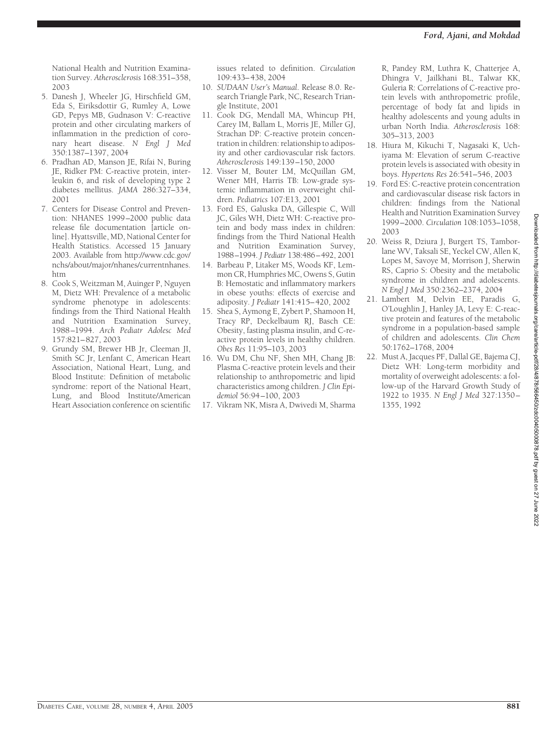National Health and Nutrition Examination Survey. *Atherosclerosis* 168:351–358, 2003

5. Danesh J, Wheeler JG, Hirschfield GM, Eda S, Eiriksdottir G, Rumley A, Lowe GD, Pepys MB, Gudnason V: C-reactive protein and other circulating markers of inflammation in the prediction of coronary heart disease. *N Engl J Med* 350:1387–1397, 2004
6. Pradhan AD, Manson JE, Rifai N, Buring JE, Ridker PM: C-reactive protein, interleukin 6, and risk of developing type 2 diabetes mellitus. *JAMA* 286:327–334, 2001
7. Centers for Disease Control and Prevention: NHANES 1999–2000 public data release file documentation [article online]. Hyattsville, MD, National Center for Health Statistics. Accessed 15 January 2003. Available from http://www.cdc.gov/nchs/about/major/nhanes/currentnhanes.htm
8. Cook S, Weitzman M, Auinger P, Nguyen M, Dietz WH: Prevalence of a metabolic syndrome phenotype in adolescents: findings from the Third National Health and Nutrition Examination Survey, 1988–1994. *Arch Pediatr Adolesc Med* 157:821–827, 2003
9. Grundy SM, Brewer HB Jr, Cleeman JI, Smith SC Jr, Lenfant C, American Heart Association, National Heart, Lung, and Blood Institute: Definition of metabolic syndrome: report of the National Heart, Lung, and Blood Institute/American Heart Association conference on scientific issues related to definition. *Circulation* 109:433–438, 2004
10. *SUDAAN User's Manual*. Release 8.0. Research Triangle Park, NC, Research Triangle Institute, 2001
11. Cook DG, Mendall MA, Whincup PH, Carey IM, Ballam L, Morris JE, Miller GJ, Strachan DP: C-reactive protein concentration in children: relationship to adiposity and other cardiovascular risk factors. *Atherosclerosis* 149:139–150, 2000
12. Visser M, Bouter LM, McQuillan GM, Wener MH, Harris TB: Low-grade systemic inflammation in overweight children. *Pediatrics* 107:E13, 2001
13. Ford ES, Galuska DA, Gillespie C, Will JC, Giles WH, Dietz WH: C-reactive protein and body mass index in children: findings from the Third National Health and Nutrition Examination Survey, 1988–1994. *J Pediatr* 138:486–492, 2001
14. Barbeau P, Litaker MS, Woods KF, Lemmon CR, Humphries MC, Owens S, Gutin B: Hemostatic and inflammatory markers in obese youths: effects of exercise and adiposity. *J Pediatr* 141:415–420, 2002
15. Shea S, Aymong E, Zybert P, Shamoon H, Tracy RP, Deckelbaum RJ, Basch CE: Obesity, fasting plasma insulin, and C-reactive protein levels in healthy children. *Obes Res* 11:95–103, 2003
16. Wu DM, Chu NF, Shen MH, Chang JB: Plasma C-reactive protein levels and their relationship to anthropometric and lipid characteristics among children. *J Clin Epidemiol* 56:94–100, 2003
17. Vikram NK, Misra A, Dwivedi M, Sharma R, Pandey RM, Luthra K, Chatterjee A, Dhingra V, Jailkhani BL, Talwar KK, Guleria R: Correlations of C-reactive protein levels with anthropometric profile, percentage of body fat and lipids in healthy adolescents and young adults in urban North India. *Atherosclerosis* 168:305–313, 2003
18. Hiura M, Kikuchi T, Nagasaki K, Uchiyama M: Elevation of serum C-reactive protein levels is associated with obesity in boys. *Hypertens Res* 26:541–546, 2003
19. Ford ES: C-reactive protein concentration and cardiovascular disease risk factors in children: findings from the National Health and Nutrition Examination Survey 1999–2000. *Circulation* 108:1053–1058, 2003
20. Weiss R, Dziura J, Burgert TS, Tamborlane WV, Taksali SE, Yeckel CW, Allen K, Lopes M, Savoye M, Morrison J, Sherwin RS, Caprio S: Obesity and the metabolic syndrome in children and adolescents. *N Engl J Med* 350:2362–2374, 2004
21. Lambert M, Delvin EE, Paradis G, O'Loughlin J, Hanley JA, Levy E: C-reactive protein and features of the metabolic syndrome in a population-based sample of children and adolescents. *Clin Chem* 50:1762–1768, 2004
22. Must A, Jacques PF, Dallal GE, Bajema CJ, Dietz WH: Long-term morbidity and mortality of overweight adolescents: a follow-up of the Harvard Growth Study of 1922 to 1935. *N Engl J Med* 327:1350–1355, 1992